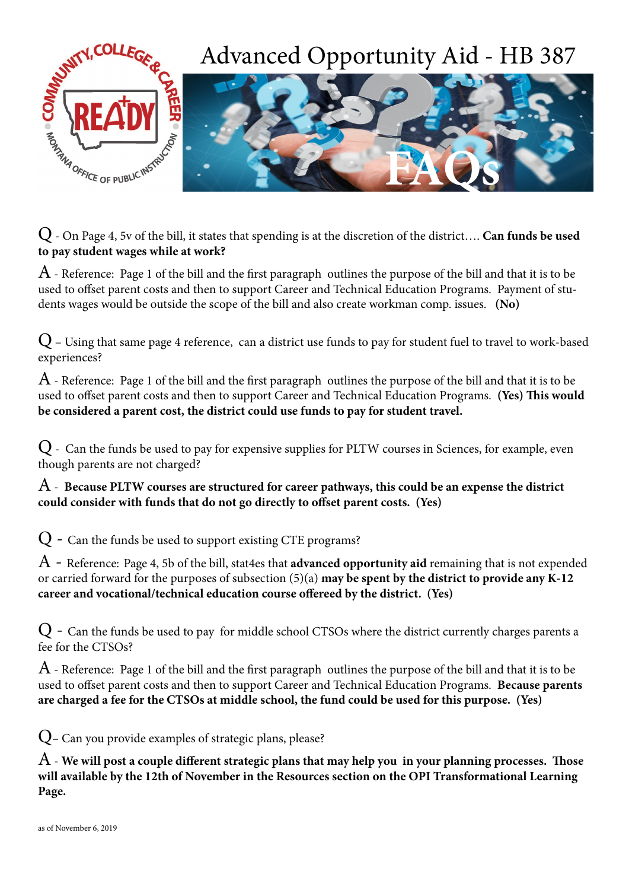# Advanced Opportunity Aid - HB 387

## FAQs

Q - On Page 4, 5v of the bill, it states that spending is at the discretion of the district…. **Can funds be used to pay student wages while at work?**

A - Reference: Page 1 of the bill and the first paragraph outlines the purpose of the bill and that it is to be used to offset parent costs and then to support Career and Technical Education Programs. Payment of students wages would be outside the scope of the bill and also create workman comp. issues. **(No)**

Q – Using that same page 4 reference, can a district use funds to pay for student fuel to travel to work-based experiences?

A - Reference: Page 1 of the bill and the first paragraph outlines the purpose of the bill and that it is to be used to offset parent costs and then to support Career and Technical Education Programs. **(Yes) This would be considered a parent cost, the district could use funds to pay for student travel.**

Q - Can the funds be used to pay for expensive supplies for PLTW courses in Sciences, for example, even though parents are not charged?

A - **Because PLTW courses are structured for career pathways, this could be an expense the district could consider with funds that do not go directly to offset parent costs. (Yes)**

Q - Can the funds be used to support existing CTE programs?

A - Reference: Page 4, 5b of the bill, stat4es that **advanced opportunity aid** remaining that is not expended or carried forward for the purposes of subsection (5)(a) **may be spent by the district to provide any K-12 career and vocational/technical education course offeered by the district. (Yes)**

Q - Can the funds be used to pay for middle school CTSOs where the district currently charges parents a fee for the CTSOs?

A - Reference: Page 1 of the bill and the first paragraph outlines the purpose of the bill and that it is to be used to offset parent costs and then to support Career and Technical Education Programs. **Because parents are charged a fee for the CTSOs at middle school, the fund could be used for this purpose. (Yes)**

Q– Can you provide examples of strategic plans, please?

A - **We will post a couple different strategic plans that may help you in your planning processes. Those will available by the 12th of November in the Resources section on the OPI Transformational Learning Page.**

as of November 6, 2019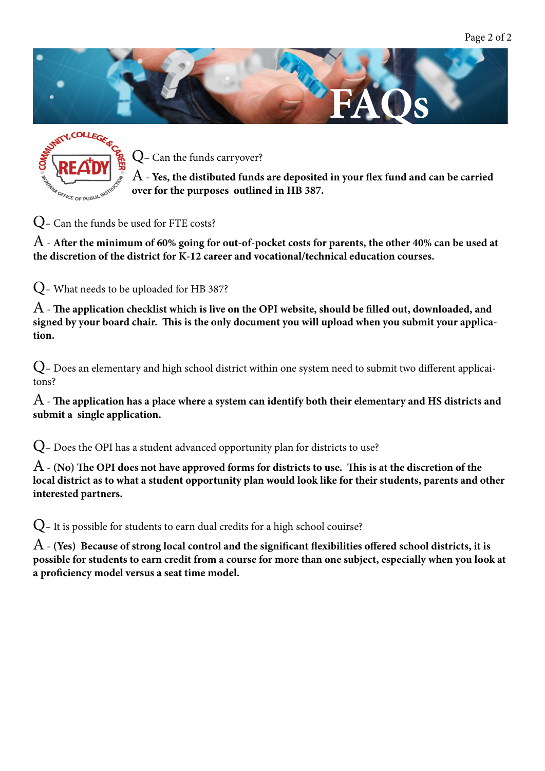# FAQs

Q– Can the funds carryover?

A - **Yes, the distibuted funds are deposited in your flex fund and can be carried over for the purposes outlined in HB 387.**

Q– Can the funds be used for FTE costs?

A - **After the minimum of 60% going for out-of-pocket costs for parents, the other 40% can be used at the discretion of the district for K-12 career and vocational/technical education courses.**

Q– What needs to be uploaded for HB 387?

A - **The application checklist which is live on the OPI website, should be filled out, downloaded, and signed by your board chair. This is the only document you will upload when you submit your application.**

Q– Does an elementary and high school district within one system need to submit two different applicaitons?

A - **The application has a place where a system can identify both their elementary and HS districts and submit a single application.**

Q– Does the OPI has a student advanced opportunity plan for districts to use?

A - **(No) The OPI does not have approved forms for districts to use. This is at the discretion of the local district as to what a student opportunity plan would look like for their students, parents and other interested partners.**

Q– It is possible for students to earn dual credits for a high school couirse?

A - **(Yes) Because of strong local control and the significant flexibilities offered school districts, it is possible for students to earn credit from a course for more than one subject, especially when you look at a proficiency model versus a seat time model.**